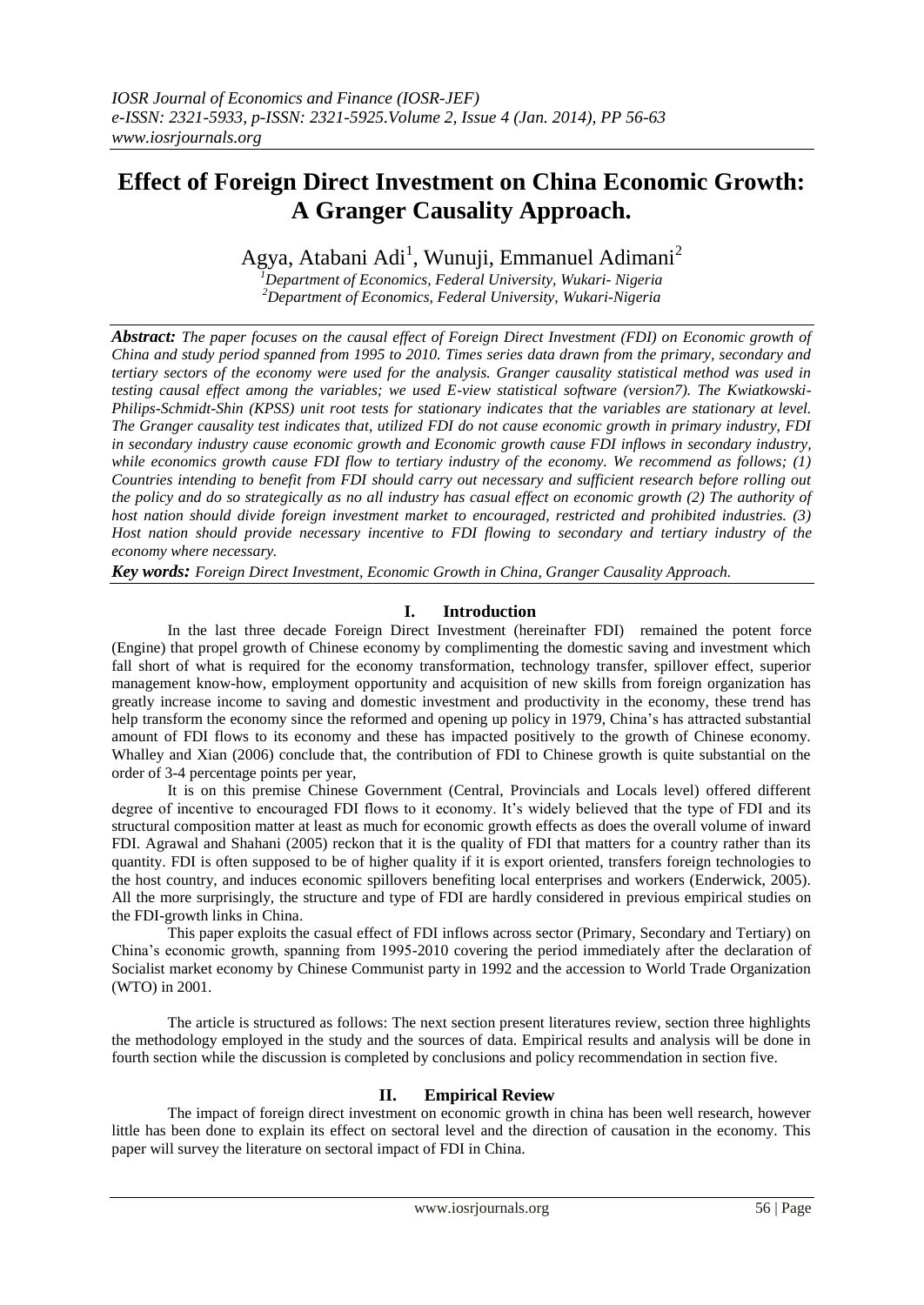# Effect of Foreign Direct Investment on China Economic Growth: A Granger Causality Approach.

Agya, Atabani Adi[1], Wunuji, Emmanuel Adimani[2]

[1]Department of Economics, Federal University, Wukari- Nigeria
[2]Department of Economics, Federal University, Wukari-Nigeria

***Abstract:*** *The paper focuses on the causal effect of Foreign Direct Investment (FDI) on Economic growth of China and study period spanned from 1995 to 2010. Times series data drawn from the primary, secondary and tertiary sectors of the economy were used for the analysis. Granger causality statistical method was used in testing causal effect among the variables; we used E-view statistical software (version7). The Kwiatkowski-Philips-Schmidt-Shin (KPSS) unit root tests for stationary indicates that the variables are stationary at level. The Granger causality test indicates that, utilized FDI do not cause economic growth in primary industry, FDI in secondary industry cause economic growth and Economic growth cause FDI inflows in secondary industry, while economics growth cause FDI flow to tertiary industry of the economy. We recommend as follows; (1) Countries intending to benefit from FDI should carry out necessary and sufficient research before rolling out the policy and do so strategically as no all industry has casual effect on economic growth (2) The authority of host nation should divide foreign investment market to encouraged, restricted and prohibited industries. (3) Host nation should provide necessary incentive to FDI flowing to secondary and tertiary industry of the economy where necessary.*

***Key words:*** *Foreign Direct Investment, Economic Growth in China, Granger Causality Approach.*

## I. Introduction

In the last three decade Foreign Direct Investment (hereinafter FDI) remained the potent force (Engine) that propel growth of Chinese economy by complimenting the domestic saving and investment which fall short of what is required for the economy transformation, technology transfer, spillover effect, superior management know-how, employment opportunity and acquisition of new skills from foreign organization has greatly increase income to saving and domestic investment and productivity in the economy, these trend has help transform the economy since the reformed and opening up policy in 1979, China's has attracted substantial amount of FDI flows to its economy and these has impacted positively to the growth of Chinese economy. Whalley and Xian (2006) conclude that, the contribution of FDI to Chinese growth is quite substantial on the order of 3-4 percentage points per year,

It is on this premise Chinese Government (Central, Provincials and Locals level) offered different degree of incentive to encouraged FDI flows to it economy. It's widely believed that the type of FDI and its structural composition matter at least as much for economic growth effects as does the overall volume of inward FDI. Agrawal and Shahani (2005) reckon that it is the quality of FDI that matters for a country rather than its quantity. FDI is often supposed to be of higher quality if it is export oriented, transfers foreign technologies to the host country, and induces economic spillovers benefiting local enterprises and workers (Enderwick, 2005). All the more surprisingly, the structure and type of FDI are hardly considered in previous empirical studies on the FDI-growth links in China.

This paper exploits the casual effect of FDI inflows across sector (Primary, Secondary and Tertiary) on China's economic growth, spanning from 1995-2010 covering the period immediately after the declaration of Socialist market economy by Chinese Communist party in 1992 and the accession to World Trade Organization (WTO) in 2001.

The article is structured as follows: The next section present literatures review, section three highlights the methodology employed in the study and the sources of data. Empirical results and analysis will be done in fourth section while the discussion is completed by conclusions and policy recommendation in section five.

## II. Empirical Review

The impact of foreign direct investment on economic growth in china has been well research, however little has been done to explain its effect on sectoral level and the direction of causation in the economy. This paper will survey the literature on sectoral impact of FDI in China.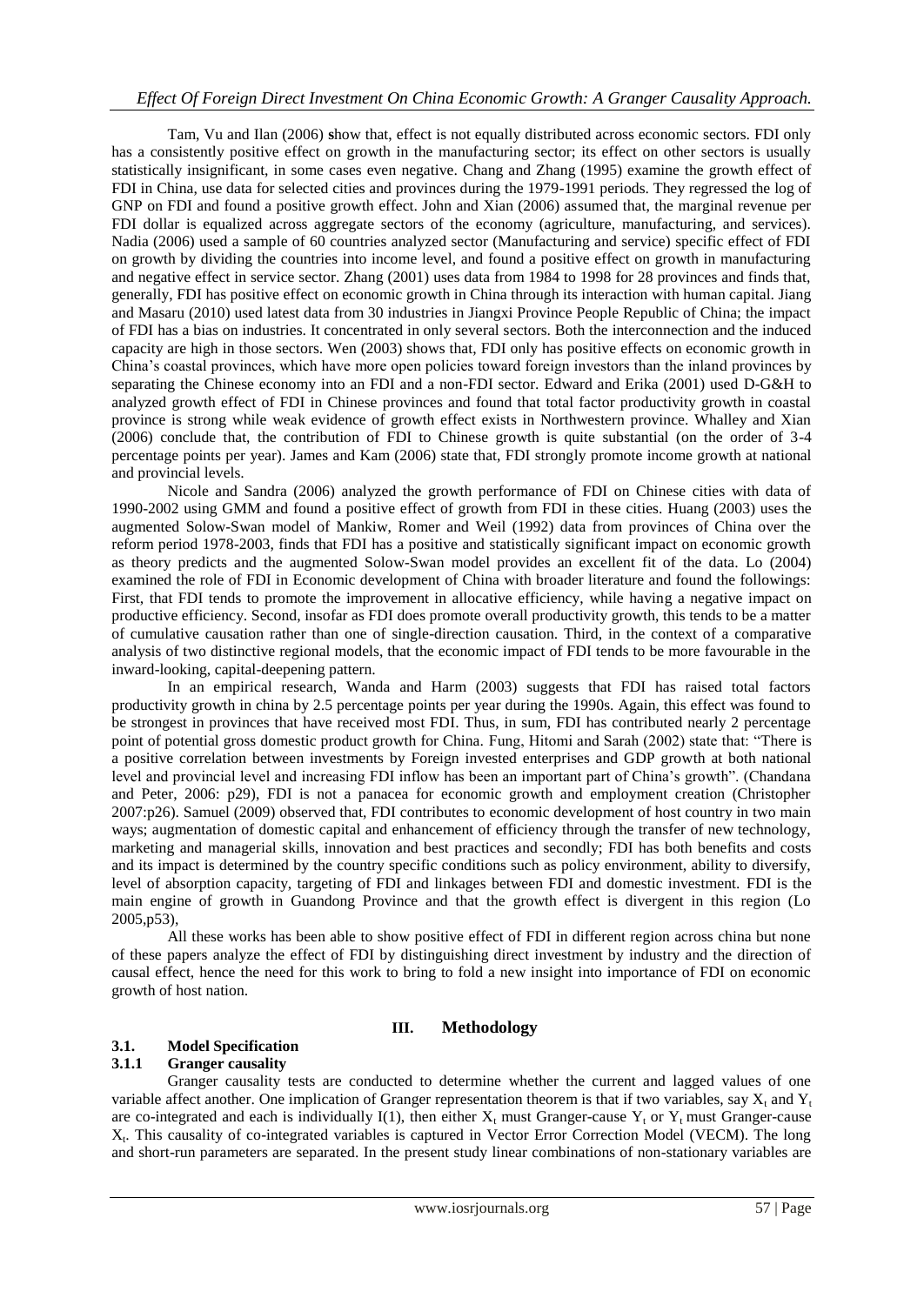Tam, Vu and Ilan (2006) show that, effect is not equally distributed across economic sectors. FDI only has a consistently positive effect on growth in the manufacturing sector; its effect on other sectors is usually statistically insignificant, in some cases even negative. Chang and Zhang (1995) examine the growth effect of FDI in China, use data for selected cities and provinces during the 1979-1991 periods. They regressed the log of GNP on FDI and found a positive growth effect. John and Xian (2006) assumed that, the marginal revenue per FDI dollar is equalized across aggregate sectors of the economy (agriculture, manufacturing, and services). Nadia (2006) used a sample of 60 countries analyzed sector (Manufacturing and service) specific effect of FDI on growth by dividing the countries into income level, and found a positive effect on growth in manufacturing and negative effect in service sector. Zhang (2001) uses data from 1984 to 1998 for 28 provinces and finds that, generally, FDI has positive effect on economic growth in China through its interaction with human capital. Jiang and Masaru (2010) used latest data from 30 industries in Jiangxi Province People Republic of China; the impact of FDI has a bias on industries. It concentrated in only several sectors. Both the interconnection and the induced capacity are high in those sectors. Wen (2003) shows that, FDI only has positive effects on economic growth in China's coastal provinces, which have more open policies toward foreign investors than the inland provinces by separating the Chinese economy into an FDI and a non-FDI sector. Edward and Erika (2001) used D-G&H to analyzed growth effect of FDI in Chinese provinces and found that total factor productivity growth in coastal province is strong while weak evidence of growth effect exists in Northwestern province. Whalley and Xian (2006) conclude that, the contribution of FDI to Chinese growth is quite substantial (on the order of 3-4 percentage points per year). James and Kam (2006) state that, FDI strongly promote income growth at national and provincial levels.

Nicole and Sandra (2006) analyzed the growth performance of FDI on Chinese cities with data of 1990-2002 using GMM and found a positive effect of growth from FDI in these cities. Huang (2003) uses the augmented Solow-Swan model of Mankiw, Romer and Weil (1992) data from provinces of China over the reform period 1978-2003, finds that FDI has a positive and statistically significant impact on economic growth as theory predicts and the augmented Solow-Swan model provides an excellent fit of the data. Lo (2004) examined the role of FDI in Economic development of China with broader literature and found the followings: First, that FDI tends to promote the improvement in allocative efficiency, while having a negative impact on productive efficiency. Second, insofar as FDI does promote overall productivity growth, this tends to be a matter of cumulative causation rather than one of single-direction causation. Third, in the context of a comparative analysis of two distinctive regional models, that the economic impact of FDI tends to be more favourable in the inward-looking, capital-deepening pattern.

In an empirical research, Wanda and Harm (2003) suggests that FDI has raised total factors productivity growth in china by 2.5 percentage points per year during the 1990s. Again, this effect was found to be strongest in provinces that have received most FDI. Thus, in sum, FDI has contributed nearly 2 percentage point of potential gross domestic product growth for China. Fung, Hitomi and Sarah (2002) state that: "There is a positive correlation between investments by Foreign invested enterprises and GDP growth at both national level and provincial level and increasing FDI inflow has been an important part of China's growth". (Chandana and Peter, 2006: p29), FDI is not a panacea for economic growth and employment creation (Christopher 2007:p26). Samuel (2009) observed that, FDI contributes to economic development of host country in two main ways; augmentation of domestic capital and enhancement of efficiency through the transfer of new technology, marketing and managerial skills, innovation and best practices and secondly; FDI has both benefits and costs and its impact is determined by the country specific conditions such as policy environment, ability to diversify, level of absorption capacity, targeting of FDI and linkages between FDI and domestic investment. FDI is the main engine of growth in Guandong Province and that the growth effect is divergent in this region (Lo 2005,p53),

All these works has been able to show positive effect of FDI in different region across china but none of these papers analyze the effect of FDI by distinguishing direct investment by industry and the direction of causal effect, hence the need for this work to bring to fold a new insight into importance of FDI on economic growth of host nation.

# III. Methodology

## 3.1. Model Specification

### 3.1.1 Granger causality

Granger causality tests are conducted to determine whether the current and lagged values of one variable affect another. One implication of Granger representation theorem is that if two variables, say $X_t$ and $Y_t$ are co-integrated and each is individually I(1), then either $X_t$ must Granger-cause $Y_t$ or $Y_t$ must Granger-cause $X_t$. This causality of co-integrated variables is captured in Vector Error Correction Model (VECM). The long and short-run parameters are separated. In the present study linear combinations of non-stationary variables are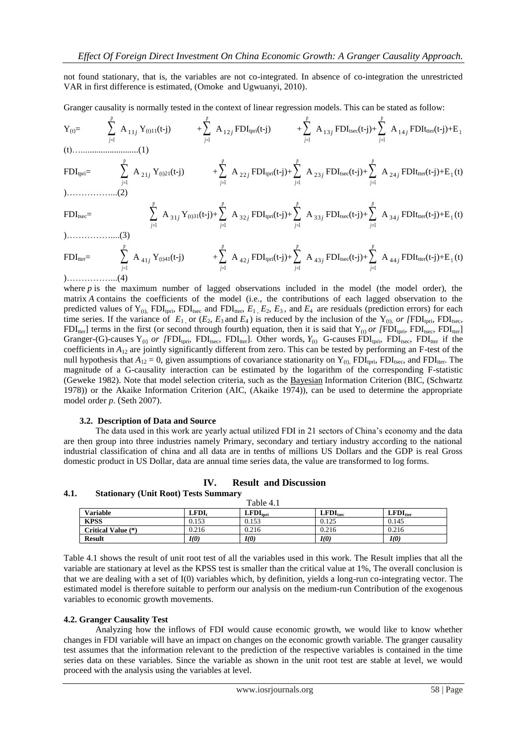not found stationary, that is, the variables are not co-integrated. In absence of co-integration the unrestricted VAR in first difference is estimated, (Omoke and Ugwuanyi, 2010).

Granger causality is normally tested in the context of linear regression models. This can be stated as follow:

$$Y_{(t)} = \sum_{j=1}^{p} A_{11j} Y_{(t)11}(t-j) + \sum_{j=1}^{p} A_{12j} FDI_{tpri}(t-j) + \sum_{j=1}^{p} A_{13j} FDI_{tsec}(t-j) + \sum_{j=1}^{p} A_{14j} FDIt_{tter}(t-j) + E_1(t) \quad \ldots\ldots(1)$$

$$FDI_{tpri} = \sum_{j=1}^{p} A_{21j} Y_{(t)21}(t-j) + \sum_{j=1}^{p} A_{22j} FDI_{tpri}(t-j) + \sum_{j=1}^{p} A_{23j} FDI_{tsec}(t-j) + \sum_{j=1}^{p} A_{24j} FDIt_{tter}(t-j) + E_1(t) \quad \ldots\ldots(2)$$

$$FDI_{tsec} = \sum_{j=1}^{p} A_{31j} Y_{(t)31}(t-j) + \sum_{j=1}^{p} A_{32j} FDI_{tpri}(t-j) + \sum_{j=1}^{p} A_{33j} FDI_{tsec}(t-j) + \sum_{j=1}^{p} A_{34j} FDIt_{tter}(t-j) + E_1(t) \quad \ldots\ldots(3)$$

$$FDI_{tter} = \sum_{j=1}^{p} A_{41j} Y_{(t)41}(t-j) + \sum_{j=1}^{p} A_{42j} FDI_{tpri}(t-j) + \sum_{j=1}^{p} A_{43j} FDI_{tsec}(t-j) + \sum_{j=1}^{p} A_{44j} FDIt_{tter}(t-j) + E_1(t) \quad \ldots\ldots(4)$$

where $p$ is the maximum number of lagged observations included in the model (the model order), the matrix $A$ contains the coefficients of the model (i.e., the contributions of each lagged observation to the predicted values of $Y_{(t)}$, $FDI_{tpri}$, $FDI_{tsec}$ and $FDI_{tter}$, $E_1$, $E_2$, $E_3$, and $E_4$ are residuals (prediction errors) for each time series. If the variance of $E_1$, or ($E_2$, $E_3$ and $E_4$) is reduced by the inclusion of the $Y_{(t)}$ *or [*$FDI_{tpri}$, $FDI_{tsec}$, $FDI_{tter}$] terms in the first (or second through fourth) equation, then it is said that $Y_{(t)}$ *or [*$FDI_{tpri}$, $FDI_{tsec}$, $FDI_{tter}$] Granger-(G)-causes $Y_{(t)}$ *or [*$FDI_{tpri}$, $FDI_{tsec}$, $FDI_{tter}$]. Other words, $Y_{(t)}$ G-causes $FDI_{tpri}$, $FDI_{tsec}$, $FDI_{tter}$ if the coefficients in $A_{12}$ are jointly significantly different from zero. This can be tested by performing an F-test of the null hypothesis that $A_{12} = 0$, given assumptions of covariance stationarity on $Y_{(t)}$, $FDI_{tpri}$, $FDI_{tsec}$, and $FDI_{tter}$. The magnitude of a G-causality interaction can be estimated by the logarithm of the corresponding F-statistic (Geweke 1982). Note that model selection criteria, such as the Bayesian Information Criterion (BIC, (Schwartz 1978)) or the Akaike Information Criterion (AIC, (Akaike 1974)), can be used to determine the appropriate model order $p$. (Seth 2007).

### 3.2. Description of Data and Source

The data used in this work are yearly actual utilized FDI in 21 sectors of China's economy and the data are then group into three industries namely Primary, secondary and tertiary industry according to the national industrial classification of china and all data are in tenths of millions US Dollars and the GDP is real Gross domestic product in US Dollar, data are annual time series data, the value are transformed to log forms.

## IV. Result and Discussion

### 4.1. Stationary (Unit Root) Tests Summary

Table 4.1

| Variable | $LFDI_t$ | $LFDI_{tpri}$ | $LFDI_{tsec}$ | $LFDI_{tter}$ |
|---|---|---|---|---|
| **KPSS** | 0.153 | 0.153 | 0.125 | 0.145 |
| **Critical Value (*)** | 0.216 | 0.216 | 0.216 | 0.216 |
| **Result** | *I(0)* | *I(0)* | *I(0)* | *I(0)* |

Table 4.1 shows the result of unit root test of all the variables used in this work. The Result implies that all the variable are stationary at level as the KPSS test is smaller than the critical value at 1%, The overall conclusion is that we are dealing with a set of I(0) variables which, by definition, yields a long-run co-integrating vector. The estimated model is therefore suitable to perform our analysis on the medium-run Contribution of the exogenous variables to economic growth movements.

### 4.2. Granger Causality Test

Analyzing how the inflows of FDI would cause economic growth, we would like to know whether changes in FDI variable will have an impact on changes on the economic growth variable. The granger causality test assumes that the information relevant to the prediction of the respective variables is contained in the time series data on these variables. Since the variable as shown in the unit root test are stable at level, we would proceed with the analysis using the variables at level.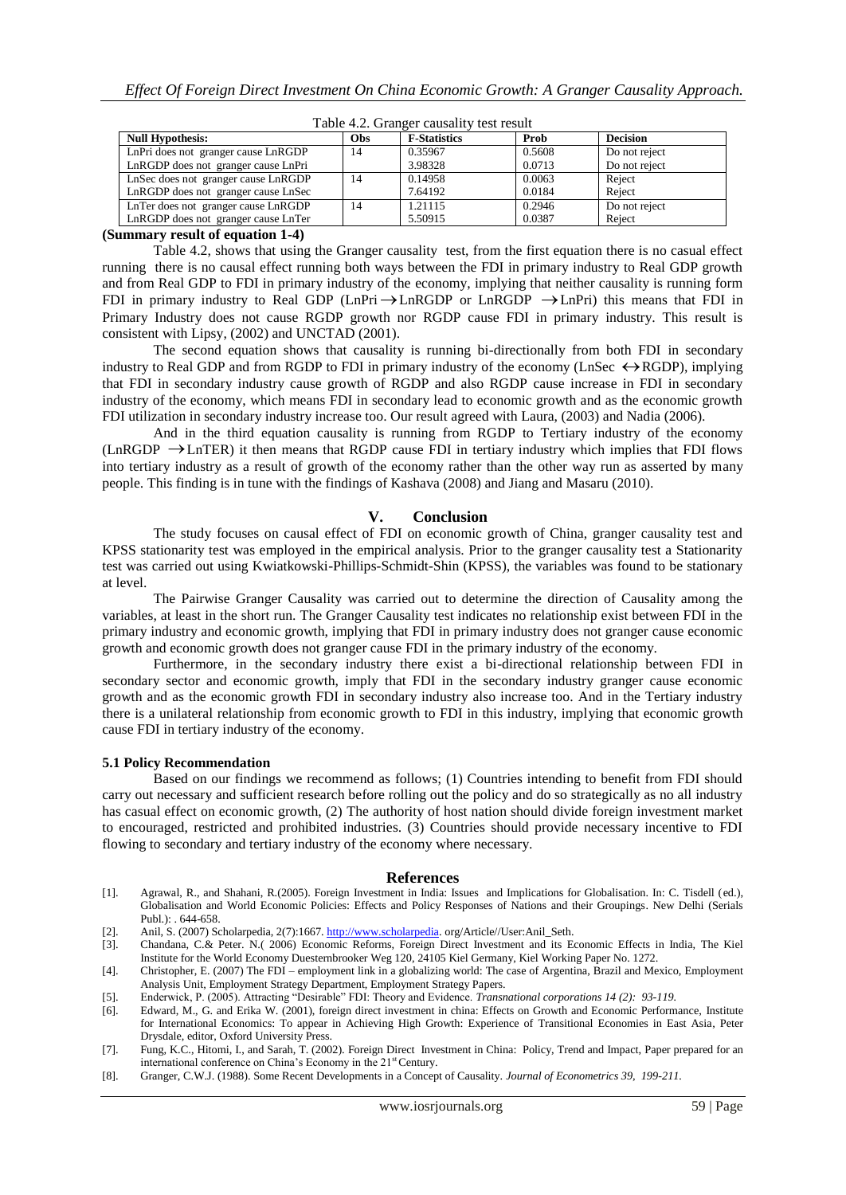Table 4.2. Granger causality test result

| Null Hypothesis: | Obs | F-Statistics | Prob | Decision |
|---|---|---|---|---|
| LnPri does not granger cause LnRGDP | 14 | 0.35967 | 0.5608 | Do not reject |
| LnRGDP does not granger cause LnPri | | 3.98328 | 0.0713 | Do not reject |
| LnSec does not granger cause LnRGDP | 14 | 0.14958 | 0.0063 | Reject |
| LnRGDP does not granger cause LnSec | | 7.64192 | 0.0184 | Reject |
| LnTer does not granger cause LnRGDP | 14 | 1.21115 | 0.2946 | Do not reject |
| LnRGDP does not granger cause LnTer | | 5.50915 | 0.0387 | Reject |

**(Summary result of equation 1-4)**

Table 4.2, shows that using the Granger causality test, from the first equation there is no casual effect running there is no causal effect running both ways between the FDI in primary industry to Real GDP growth and from Real GDP to FDI in primary industry of the economy, implying that neither causality is running form FDI in primary industry to Real GDP (LnPri $\rightarrow$LnRGDP or LnRGDP $\rightarrow$LnPri) this means that FDI in Primary Industry does not cause RGDP growth nor RGDP cause FDI in primary industry. This result is consistent with Lipsy, (2002) and UNCTAD (2001).

The second equation shows that causality is running bi-directionally from both FDI in secondary industry to Real GDP and from RGDP to FDI in primary industry of the economy (LnSec $\leftrightarrow$RGDP), implying that FDI in secondary industry cause growth of RGDP and also RGDP cause increase in FDI in secondary industry of the economy, which means FDI in secondary lead to economic growth and as the economic growth FDI utilization in secondary industry increase too. Our result agreed with Laura, (2003) and Nadia (2006).

And in the third equation causality is running from RGDP to Tertiary industry of the economy (LnRGDP $\rightarrow$LnTER) it then means that RGDP cause FDI in tertiary industry which implies that FDI flows into tertiary industry as a result of growth of the economy rather than the other way run as asserted by many people. This finding is in tune with the findings of Kashava (2008) and Jiang and Masaru (2010).

## V. Conclusion

The study focuses on causal effect of FDI on economic growth of China, granger causality test and KPSS stationarity test was employed in the empirical analysis. Prior to the granger causality test a Stationarity test was carried out using Kwiatkowski-Phillips-Schmidt-Shin (KPSS), the variables was found to be stationary at level.

The Pairwise Granger Causality was carried out to determine the direction of Causality among the variables, at least in the short run. The Granger Causality test indicates no relationship exist between FDI in the primary industry and economic growth, implying that FDI in primary industry does not granger cause economic growth and economic growth does not granger cause FDI in the primary industry of the economy.

Furthermore, in the secondary industry there exist a bi-directional relationship between FDI in secondary sector and economic growth, imply that FDI in the secondary industry granger cause economic growth and as the economic growth FDI in secondary industry also increase too. And in the Tertiary industry there is a unilateral relationship from economic growth to FDI in this industry, implying that economic growth cause FDI in tertiary industry of the economy.

### 5.1 Policy Recommendation

Based on our findings we recommend as follows; (1) Countries intending to benefit from FDI should carry out necessary and sufficient research before rolling out the policy and do so strategically as no all industry has casual effect on economic growth, (2) The authority of host nation should divide foreign investment market to encouraged, restricted and prohibited industries. (3) Countries should provide necessary incentive to FDI flowing to secondary and tertiary industry of the economy where necessary.

## References

[1]. Agrawal, R., and Shahani, R.(2005). Foreign Investment in India: Issues and Implications for Globalisation. In: C. Tisdell (ed.), Globalisation and World Economic Policies: Effects and Policy Responses of Nations and their Groupings. New Delhi (Serials Publ.): . 644-658.

[2]. Anil, S. (2007) Scholarpedia, 2(7):1667. http://www.scholarpedia. org/Article//User:Anil_Seth.

[3]. Chandana, C.& Peter. N.( 2006) Economic Reforms, Foreign Direct Investment and its Economic Effects in India, The Kiel Institute for the World Economy Duesternbrooker Weg 120, 24105 Kiel Germany, Kiel Working Paper No. 1272.

[4]. Christopher, E. (2007) The FDI – employment link in a globalizing world: The case of Argentina, Brazil and Mexico, Employment Analysis Unit, Employment Strategy Department, Employment Strategy Papers.

[5]. Enderwick, P. (2005). Attracting "Desirable" FDI: Theory and Evidence. *Transnational corporations 14 (2): 93-119.*

[6]. Edward, M., G. and Erika W. (2001), foreign direct investment in china: Effects on Growth and Economic Performance, Institute for International Economics: To appear in Achieving High Growth: Experience of Transitional Economies in East Asia, Peter Drysdale, editor, Oxford University Press.

[7]. Fung, K.C., Hitomi, I., and Sarah, T. (2002). Foreign Direct Investment in China: Policy, Trend and Impact, Paper prepared for an international conference on China's Economy in the 21st Century.

[8]. Granger, C.W.J. (1988). Some Recent Developments in a Concept of Causality. *Journal of Econometrics 39, 199-211.*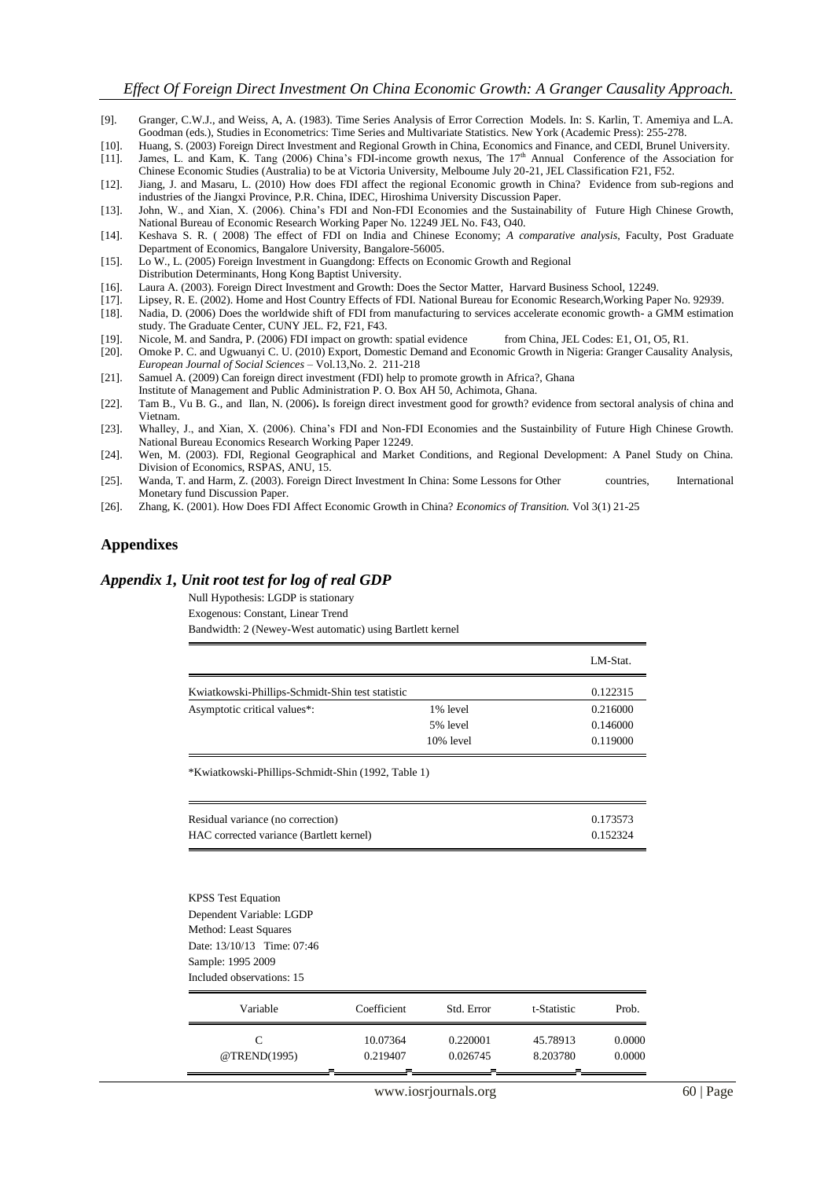[9]. Granger, C.W.J., and Weiss, A, A. (1983). Time Series Analysis of Error Correction Models. In: S. Karlin, T. Amemiya and L.A. Goodman (eds.), Studies in Econometrics: Time Series and Multivariate Statistics. New York (Academic Press): 255-278.

[10]. Huang, S. (2003) Foreign Direct Investment and Regional Growth in China, Economics and Finance, and CEDI, Brunel University.

[11]. James, L. and Kam, K. Tang (2006) China's FDI-income growth nexus, The 17th Annual Conference of the Association for Chinese Economic Studies (Australia) to be at Victoria University, Melboume July 20-21, JEL Classification F21, F52.

[12]. Jiang, J. and Masaru, L. (2010) How does FDI affect the regional Economic growth in China? Evidence from sub-regions and industries of the Jiangxi Province, P.R. China, IDEC, Hiroshima University Discussion Paper.

[13]. John, W., and Xian, X. (2006). China's FDI and Non-FDI Economies and the Sustainability of Future High Chinese Growth, National Bureau of Economic Research Working Paper No. 12249 JEL No. F43, O40.

[14]. Keshava S. R. ( 2008) The effect of FDI on India and Chinese Economy; *A comparative analysis*, Faculty, Post Graduate Department of Economics, Bangalore University, Bangalore-56005.

[15]. Lo W., L. (2005) Foreign Investment in Guangdong: Effects on Economic Growth and Regional Distribution Determinants, Hong Kong Baptist University.

[16]. Laura A. (2003). Foreign Direct Investment and Growth: Does the Sector Matter, Harvard Business School, 12249.

[17]. Lipsey, R. E. (2002). Home and Host Country Effects of FDI. National Bureau for Economic Research,Working Paper No. 92939.

[18]. Nadia, D. (2006) Does the worldwide shift of FDI from manufacturing to services accelerate economic growth- a GMM estimation study. The Graduate Center, CUNY JEL. F2, F21, F43.

[19]. Nicole, M. and Sandra, P. (2006) FDI impact on growth: spatial evidence from China, JEL Codes: E1, O1, O5, R1.

[20]. Omoke P. C. and Ugwuanyi C. U. (2010) Export, Domestic Demand and Economic Growth in Nigeria: Granger Causality Analysis, *European Journal of Social Sciences* – Vol.13,No. 2. 211-218

[21]. Samuel A. (2009) Can foreign direct investment (FDI) help to promote growth in Africa?, Ghana Institute of Management and Public Administration P. O. Box AH 50, Achimota, Ghana.

[22]. Tam B., Vu B. G., and Ilan, N. (2006). Is foreign direct investment good for growth? evidence from sectoral analysis of china and Vietnam.

[23]. Whalley, J., and Xian, X. (2006). China's FDI and Non-FDI Economies and the Sustainbility of Future High Chinese Growth. National Bureau Economics Research Working Paper 12249.

[24]. Wen, M. (2003). FDI, Regional Geographical and Market Conditions, and Regional Development: A Panel Study on China. Division of Economics, RSPAS, ANU, 15.

[25]. Wanda, T. and Harm, Z. (2003). Foreign Direct Investment In China: Some Lessons for Other countries, International Monetary fund Discussion Paper.

[26]. Zhang, K. (2001). How Does FDI Affect Economic Growth in China? *Economics of Transition.* Vol 3(1) 21-25

## Appendixes

### *Appendix 1, Unit root test for log of real GDP*

Null Hypothesis: LGDP is stationary
Exogenous: Constant, Linear Trend
Bandwidth: 2 (Newey-West automatic) using Bartlett kernel

| | | LM-Stat. |
|---|---|---|
| Kwiatkowski-Phillips-Schmidt-Shin test statistic | | 0.122315 |
| Asymptotic critical values*: | 1% level | 0.216000 |
| | 5% level | 0.146000 |
| | 10% level | 0.119000 |

*Kwiatkowski-Phillips-Schmidt-Shin (1992, Table 1)

| | |
|---|---|
| Residual variance (no correction) | 0.173573 |
| HAC corrected variance (Bartlett kernel) | 0.152324 |

KPSS Test Equation
Dependent Variable: LGDP
Method: Least Squares
Date: 13/10/13 Time: 07:46
Sample: 1995 2009
Included observations: 15

| Variable | Coefficient | Std. Error | t-Statistic | Prob. |
|---|---|---|---|---|
| C | 10.07364 | 0.220001 | 45.78913 | 0.0000 |
| @TREND(1995) | 0.219407 | 0.026745 | 8.203780 | 0.0000 |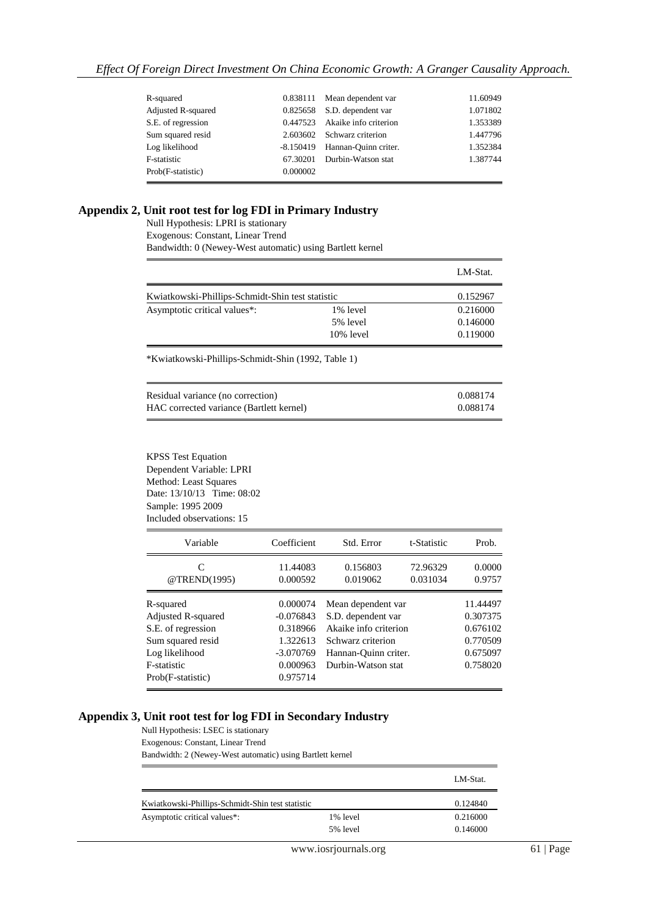| | | | |
|---|---|---|---|
| R-squared | 0.838111 | Mean dependent var | 11.60949 |
| Adjusted R-squared | 0.825658 | S.D. dependent var | 1.071802 |
| S.E. of regression | 0.447523 | Akaike info criterion | 1.353389 |
| Sum squared resid | 2.603602 | Schwarz criterion | 1.447796 |
| Log likelihood | -8.150419 | Hannan-Quinn criter. | 1.352384 |
| F-statistic | 67.30201 | Durbin-Watson stat | 1.387744 |
| Prob(F-statistic) | 0.000002 | | |

## Appendix 2, Unit root test for log FDI in Primary Industry

Null Hypothesis: LPRI is stationary
Exogenous: Constant, Linear Trend
Bandwidth: 0 (Newey-West automatic) using Bartlett kernel

| | | LM-Stat. |
|---|---|---|
| Kwiatkowski-Phillips-Schmidt-Shin test statistic | | 0.152967 |
| Asymptotic critical values*: | 1% level | 0.216000 |
| | 5% level | 0.146000 |
| | 10% level | 0.119000 |

*Kwiatkowski-Phillips-Schmidt-Shin (1992, Table 1)

| | |
|---|---|
| Residual variance (no correction) | 0.088174 |
| HAC corrected variance (Bartlett kernel) | 0.088174 |

KPSS Test Equation
Dependent Variable: LPRI
Method: Least Squares
Date: 13/10/13 Time: 08:02
Sample: 1995 2009
Included observations: 15

| Variable | Coefficient | Std. Error | t-Statistic | Prob. |
|---|---|---|---|---|
| C | 11.44083 | 0.156803 | 72.96329 | 0.0000 |
| @TREND(1995) | 0.000592 | 0.019062 | 0.031034 | 0.9757 |

| | | | |
|---|---|---|---|
| R-squared | 0.000074 | Mean dependent var | 11.44497 |
| Adjusted R-squared | -0.076843 | S.D. dependent var | 0.307375 |
| S.E. of regression | 0.318966 | Akaike info criterion | 0.676102 |
| Sum squared resid | 1.322613 | Schwarz criterion | 0.770509 |
| Log likelihood | -3.070769 | Hannan-Quinn criter. | 0.675097 |
| F-statistic | 0.000963 | Durbin-Watson stat | 0.758020 |
| Prob(F-statistic) | 0.975714 | | |

## Appendix 3, Unit root test for log FDI in Secondary Industry

Null Hypothesis: LSEC is stationary
Exogenous: Constant, Linear Trend
Bandwidth: 2 (Newey-West automatic) using Bartlett kernel

| | | LM-Stat. |
|---|---|---|
| Kwiatkowski-Phillips-Schmidt-Shin test statistic | | 0.124840 |
| Asymptotic critical values*: | 1% level | 0.216000 |
| | 5% level | 0.146000 |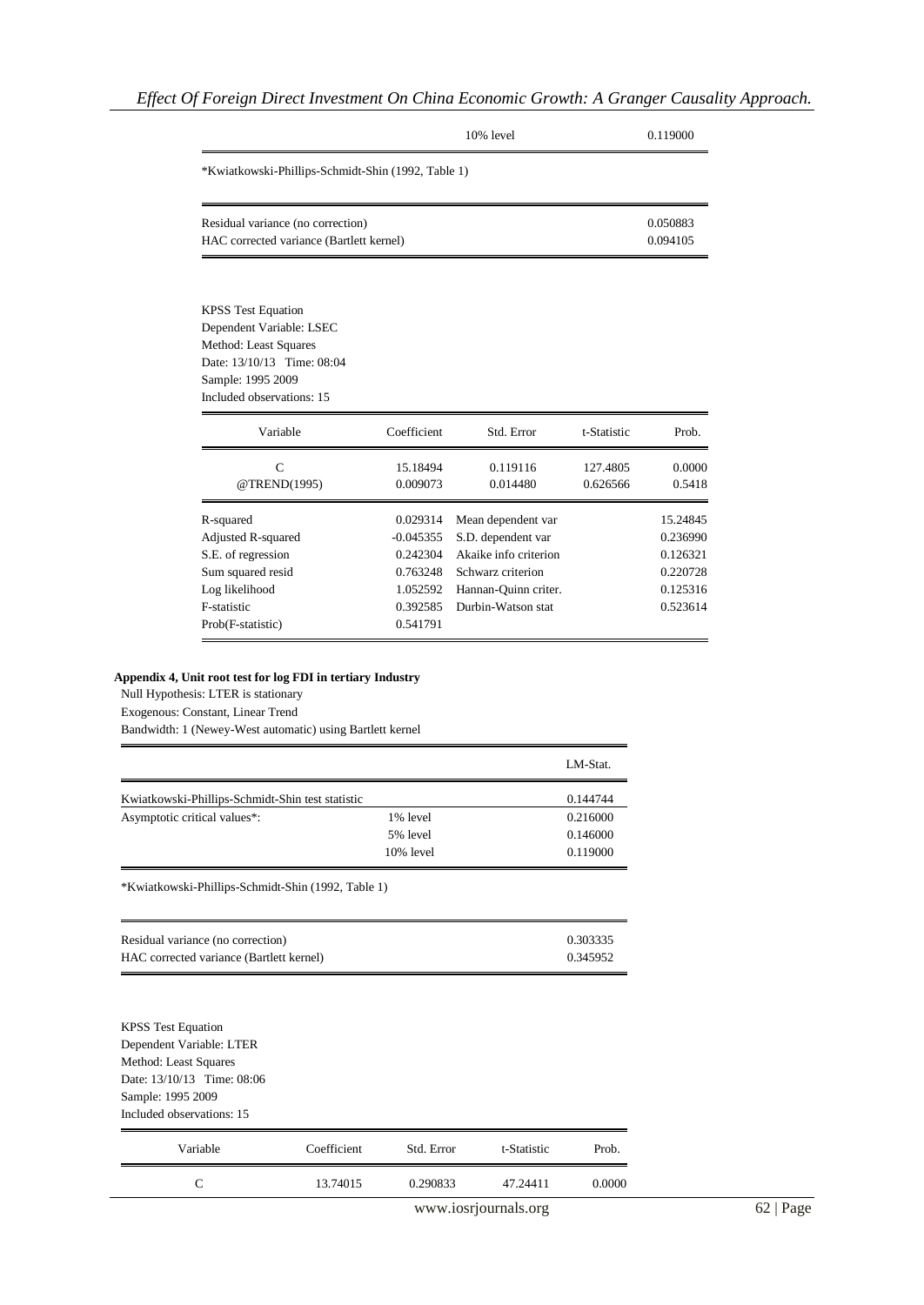| | | |
|---|---|---|
| | 10% level | 0.119000 |

*Kwiatkowski-Phillips-Schmidt-Shin (1992, Table 1)

| | |
|---|---|
| Residual variance (no correction) | 0.050883 |
| HAC corrected variance (Bartlett kernel) | 0.094105 |

KPSS Test Equation
Dependent Variable: LSEC
Method: Least Squares
Date: 13/10/13 Time: 08:04
Sample: 1995 2009
Included observations: 15

| Variable | Coefficient | Std. Error | t-Statistic | Prob. |
|---|---|---|---|---|
| C | 15.18494 | 0.119116 | 127.4805 | 0.0000 |
| @TREND(1995) | 0.009073 | 0.014480 | 0.626566 | 0.5418 |

| | | | |
|---|---|---|---|
| R-squared | 0.029314 | Mean dependent var | 15.24845 |
| Adjusted R-squared | -0.045355 | S.D. dependent var | 0.236990 |
| S.E. of regression | 0.242304 | Akaike info criterion | 0.126321 |
| Sum squared resid | 0.763248 | Schwarz criterion | 0.220728 |
| Log likelihood | 1.052592 | Hannan-Quinn criter. | 0.125316 |
| F-statistic | 0.392585 | Durbin-Watson stat | 0.523614 |
| Prob(F-statistic) | 0.541791 | | |

**Appendix 4, Unit root test for log FDI in tertiary Industry**

Null Hypothesis: LTER is stationary
Exogenous: Constant, Linear Trend
Bandwidth: 1 (Newey-West automatic) using Bartlett kernel

| | | LM-Stat. |
|---|---|---|
| Kwiatkowski-Phillips-Schmidt-Shin test statistic | | 0.144744 |
| Asymptotic critical values*: | 1% level | 0.216000 |
| | 5% level | 0.146000 |
| | 10% level | 0.119000 |

*Kwiatkowski-Phillips-Schmidt-Shin (1992, Table 1)

| | |
|---|---|
| Residual variance (no correction) | 0.303335 |
| HAC corrected variance (Bartlett kernel) | 0.345952 |

KPSS Test Equation
Dependent Variable: LTER
Method: Least Squares
Date: 13/10/13 Time: 08:06
Sample: 1995 2009
Included observations: 15

| Variable | Coefficient | Std. Error | t-Statistic | Prob. |
|---|---|---|---|---|
| C | 13.74015 | 0.290833 | 47.24411 | 0.0000 |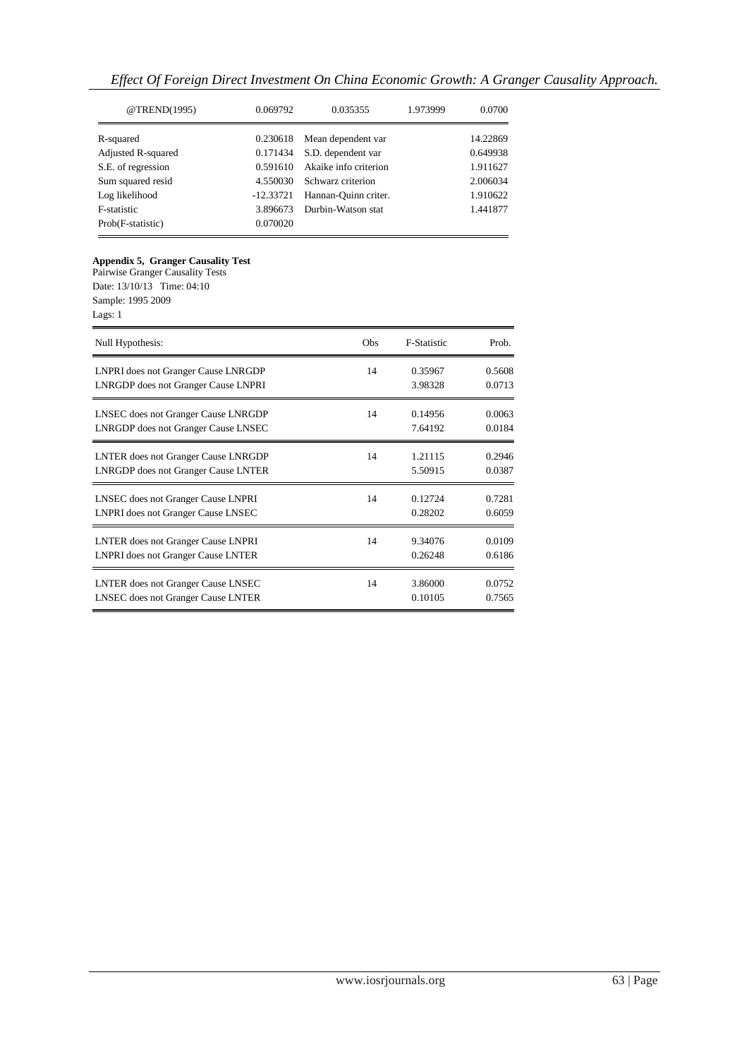| | | | | |
|---|---|---|---|---|
| @TREND(1995) | 0.069792 | 0.035355 | 1.973999 | 0.0700 |

| | | | |
|---|---|---|---|
| R-squared | 0.230618 | Mean dependent var | 14.22869 |
| Adjusted R-squared | 0.171434 | S.D. dependent var | 0.649938 |
| S.E. of regression | 0.591610 | Akaike info criterion | 1.911627 |
| Sum squared resid | 4.550030 | Schwarz criterion | 2.006034 |
| Log likelihood | -12.33721 | Hannan-Quinn criter. | 1.910622 |
| F-statistic | 3.896673 | Durbin-Watson stat | 1.441877 |
| Prob(F-statistic) | 0.070020 | | |

**Appendix 5, Granger Causality Test**

Pairwise Granger Causality Tests
Date: 13/10/13 Time: 04:10
Sample: 1995 2009
Lags: 1

| Null Hypothesis: | Obs | F-Statistic | Prob. |
|---|---|---|---|
| LNPRI does not Granger Cause LNRGDP | 14 | 0.35967 | 0.5608 |
| LNRGDP does not Granger Cause LNPRI | | 3.98328 | 0.0713 |
| LNSEC does not Granger Cause LNRGDP | 14 | 0.14956 | 0.0063 |
| LNRGDP does not Granger Cause LNSEC | | 7.64192 | 0.0184 |
| LNTER does not Granger Cause LNRGDP | 14 | 1.21115 | 0.2946 |
| LNRGDP does not Granger Cause LNTER | | 5.50915 | 0.0387 |
| LNSEC does not Granger Cause LNPRI | 14 | 0.12724 | 0.7281 |
| LNPRI does not Granger Cause LNSEC | | 0.28202 | 0.6059 |
| LNTER does not Granger Cause LNPRI | 14 | 9.34076 | 0.0109 |
| LNPRI does not Granger Cause LNTER | | 0.26248 | 0.6186 |
| LNTER does not Granger Cause LNSEC | 14 | 3.86000 | 0.0752 |
| LNSEC does not Granger Cause LNTER | | 0.10105 | 0.7565 |